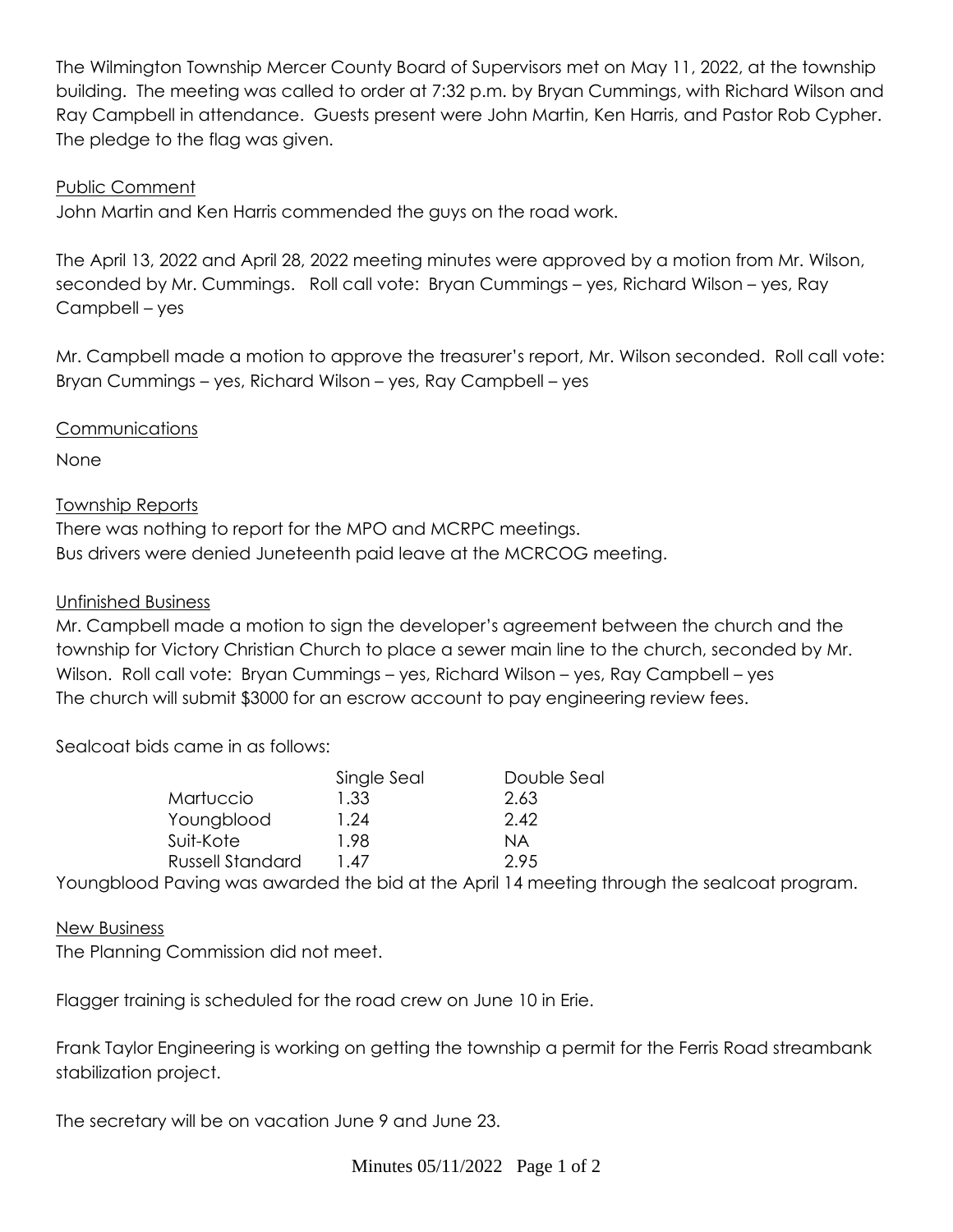The Wilmington Township Mercer County Board of Supervisors met on May 11, 2022, at the township building. The meeting was called to order at 7:32 p.m. by Bryan Cummings, with Richard Wilson and Ray Campbell in attendance. Guests present were John Martin, Ken Harris, and Pastor Rob Cypher. The pledge to the flag was given.

Public Comment

John Martin and Ken Harris commended the guys on the road work.

The April 13, 2022 and April 28, 2022 meeting minutes were approved by a motion from Mr. Wilson, seconded by Mr. Cummings. Roll call vote: Bryan Cummings – yes, Richard Wilson – yes, Ray Campbell – yes

Mr. Campbell made a motion to approve the treasurer's report, Mr. Wilson seconded. Roll call vote: Bryan Cummings – yes, Richard Wilson – yes, Ray Campbell – yes

Communications

None

Township Reports

There was nothing to report for the MPO and MCRPC meetings.
Bus drivers were denied Juneteenth paid leave at the MCRCOG meeting.

Unfinished Business

Mr. Campbell made a motion to sign the developer's agreement between the church and the township for Victory Christian Church to place a sewer main line to the church, seconded by Mr. Wilson. Roll call vote: Bryan Cummings – yes, Richard Wilson – yes, Ray Campbell – yes
The church will submit $3000 for an escrow account to pay engineering review fees.

Sealcoat bids came in as follows:

| | Single Seal | Double Seal |
|---|---|---|
| Martuccio | 1.33 | 2.63 |
| Youngblood | 1.24 | 2.42 |
| Suit-Kote | 1.98 | NA |
| Russell Standard | 1.47 | 2.95 |

Youngblood Paving was awarded the bid at the April 14 meeting through the sealcoat program.

New Business

The Planning Commission did not meet.

Flagger training is scheduled for the road crew on June 10 in Erie.

Frank Taylor Engineering is working on getting the township a permit for the Ferris Road streambank stabilization project.

The secretary will be on vacation June 9 and June 23.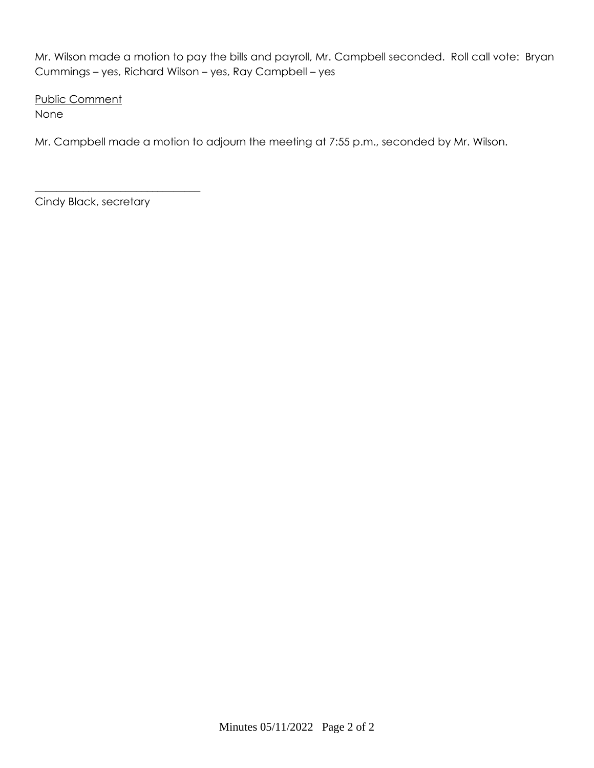Mr. Wilson made a motion to pay the bills and payroll, Mr. Campbell seconded. Roll call vote: Bryan Cummings – yes, Richard Wilson – yes, Ray Campbell – yes

<u>Public Comment</u>
None

Mr. Campbell made a motion to adjourn the meeting at 7:55 p.m., seconded by Mr. Wilson.

\_\_\_\_\_\_\_\_\_\_\_\_\_\_\_\_\_\_\_\_\_\_\_\_\_\_\_\_\_\_\_\_

Cindy Black, secretary